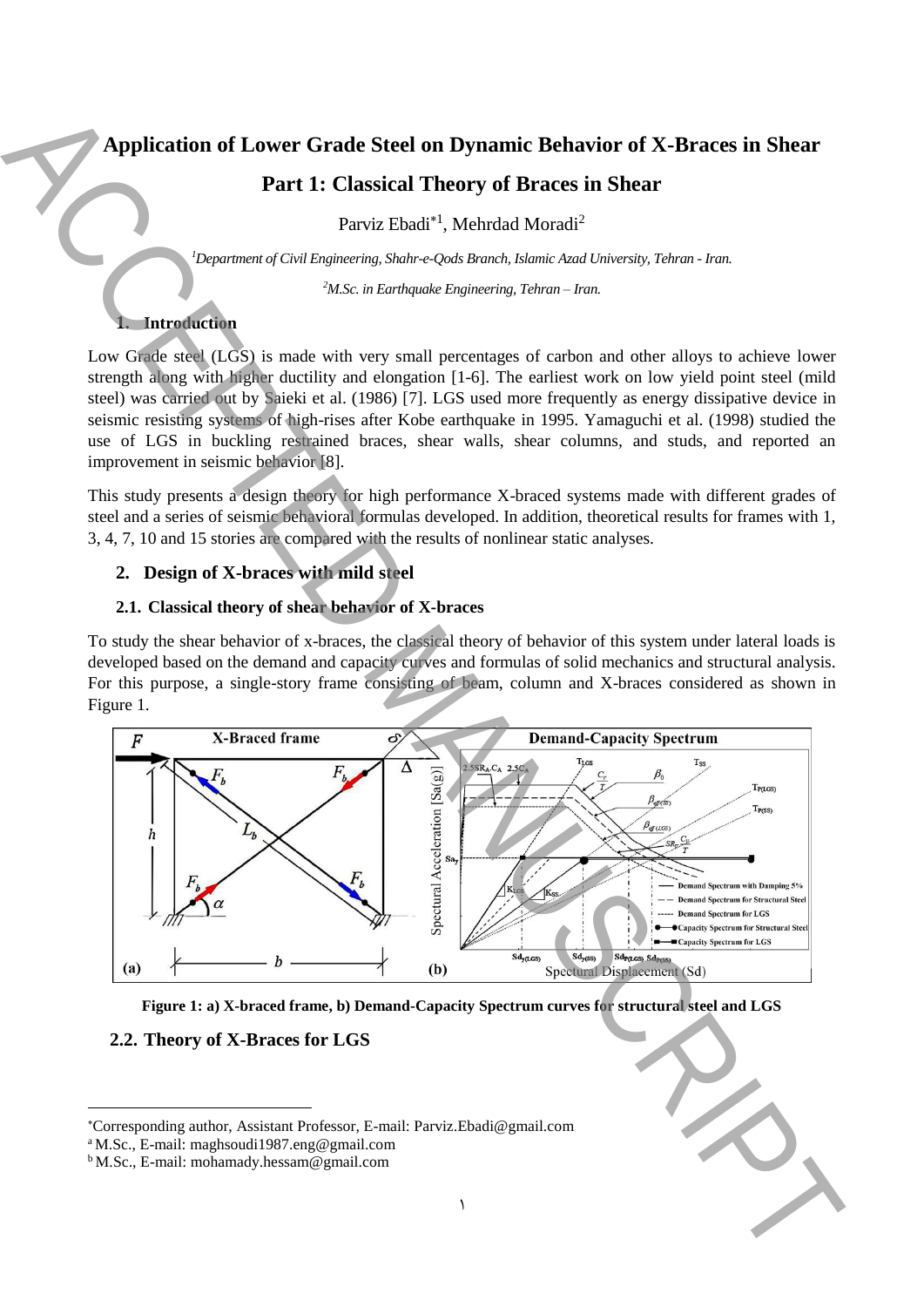# Application of Lower Grade Steel on Dynamic Behavior of X-Braces in Shear

## Part 1: Classical Theory of Braces in Shear

Parviz Ebadi*[1], Mehrdad Moradi[2]

[1]*Department of Civil Engineering, Shahr-e-Qods Branch, Islamic Azad University, Tehran - Iran.*

[2]*M.Sc. in Earthquake Engineering, Tehran – Iran.*

## 1. Introduction

Low Grade steel (LGS) is made with very small percentages of carbon and other alloys to achieve lower strength along with higher ductility and elongation [1-6]. The earliest work on low yield point steel (mild steel) was carried out by Saieki et al. (1986) [7]. LGS used more frequently as energy dissipative device in seismic resisting systems of high-rises after Kobe earthquake in 1995. Yamaguchi et al. (1998) studied the use of LGS in buckling restrained braces, shear walls, shear columns, and studs, and reported an improvement in seismic behavior [8].

This study presents a design theory for high performance X-braced systems made with different grades of steel and a series of seismic behavioral formulas developed. In addition, theoretical results for frames with 1, 3, 4, 7, 10 and 15 stories are compared with the results of nonlinear static analyses.

## 2. Design of X-braces with mild steel

### 2.1. Classical theory of shear behavior of X-braces

To study the shear behavior of x-braces, the classical theory of behavior of this system under lateral loads is developed based on the demand and capacity curves and formulas of solid mechanics and structural analysis. For this purpose, a single-story frame consisting of beam, column and X-braces considered as shown in Figure 1.

**Figure 1: a) X-braced frame, b) Demand-Capacity Spectrum curves for structural steel and LGS**

### 2.2. Theory of X-Braces for LGS

---

*Corresponding author, Assistant Professor, E-mail: Parviz.Ebadi@gmail.com

[a] M.Sc., E-mail: maghsoudi1987.eng@gmail.com

[b] M.Sc., E-mail: mohamady.hessam@gmail.com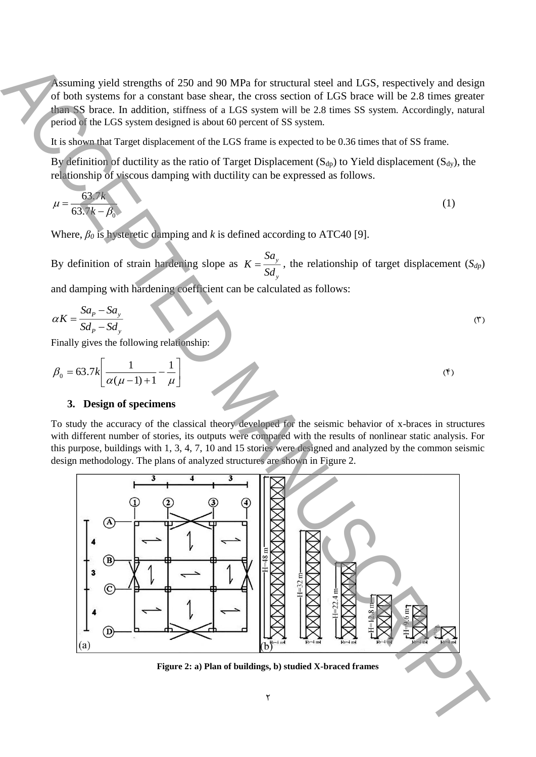Assuming yield strengths of 250 and 90 MPa for structural steel and LGS, respectively and design of both systems for a constant base shear, the cross section of LGS brace will be 2.8 times greater than SS brace. In addition, stiffness of a LGS system will be 2.8 times SS system. Accordingly, natural period of the LGS system designed is about 60 percent of SS system.

It is shown that Target displacement of the LGS frame is expected to be 0.36 times that of SS frame.

By definition of ductility as the ratio of Target Displacement ($S_{dp}$) to Yield displacement ($S_{dy}$), the relationship of viscous damping with ductility can be expressed as follows.

$$\mu = \frac{63.7k}{63.7k - \beta_0} \qquad (1)$$

Where, $\beta_0$ is hysteretic damping and $k$ is defined according to ATC40 [9].

By definition of strain hardening slope as $K = \frac{Sa_y}{Sd_y}$, the relationship of target displacement ($S_{dp}$) and damping with hardening coefficient can be calculated as follows:

$$\alpha K = \frac{Sa_P - Sa_y}{Sd_P - Sd_y} \qquad (٣)$$

Finally gives the following relationship:

$$\beta_0 = 63.7k\left[\frac{1}{\alpha(\mu-1)+1} - \frac{1}{\mu}\right] \qquad (٤)$$

### 3. Design of specimens

To study the accuracy of the classical theory developed for the seismic behavior of x-braces in structures with different number of stories, its outputs were compared with the results of nonlinear static analysis. For this purpose, buildings with 1, 3, 4, 7, 10 and 15 stories were designed and analyzed by the common seismic design methodology. The plans of analyzed structures are shown in Figure 2.

**Figure 2: a) Plan of buildings, b) studied X-braced frames**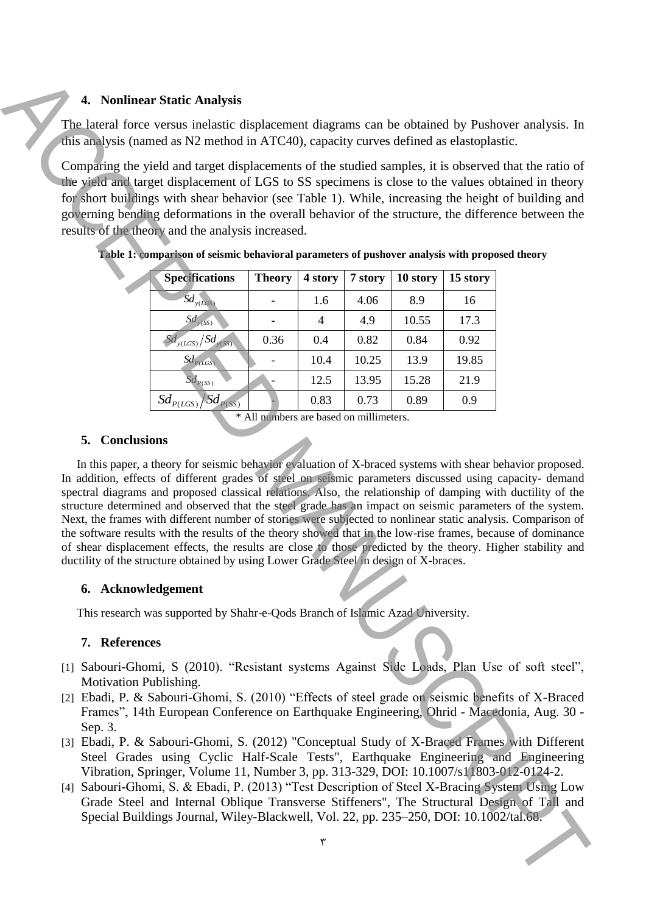## 4. Nonlinear Static Analysis

The lateral force versus inelastic displacement diagrams can be obtained by Pushover analysis. In this analysis (named as N2 method in ATC40), capacity curves defined as elastoplastic.

Comparing the yield and target displacements of the studied samples, it is observed that the ratio of the yield and target displacement of LGS to SS specimens is close to the values obtained in theory for short buildings with shear behavior (see Table 1). While, increasing the height of building and governing bending deformations in the overall behavior of the structure, the difference between the results of the theory and the analysis increased.

**Table 1: comparison of seismic behavioral parameters of pushover analysis with proposed theory**

| Specifications | Theory | 4 story | 7 story | 10 story | 15 story |
|---|---|---|---|---|---|
| $Sd_{y(LGS)}$ | - | 1.6 | 4.06 | 8.9 | 16 |
| $Sd_{y(SS)}$ | - | 4 | 4.9 | 10.55 | 17.3 |
| $Sd_{y(LGS)}/Sd_{y(SS)}$ | 0.36 | 0.4 | 0.82 | 0.84 | 0.92 |
| $Sd_{P(LGS)}$ | - | 10.4 | 10.25 | 13.9 | 19.85 |
| $Sd_{P(SS)}$ | - | 12.5 | 13.95 | 15.28 | 21.9 |
| $Sd_{P(LGS)}/Sd_{P(SS)}$ | - | 0.83 | 0.73 | 0.89 | 0.9 |

\* All numbers are based on millimeters.

## 5. Conclusions

In this paper, a theory for seismic behavior evaluation of X-braced systems with shear behavior proposed. In addition, effects of different grades of steel on seismic parameters discussed using capacity- demand spectral diagrams and proposed classical relations. Also, the relationship of damping with ductility of the structure determined and observed that the steel grade has an impact on seismic parameters of the system. Next, the frames with different number of stories were subjected to nonlinear static analysis. Comparison of the software results with the results of the theory showed that in the low-rise frames, because of dominance of shear displacement effects, the results are close to those predicted by the theory. Higher stability and ductility of the structure obtained by using Lower Grade Steel in design of X-braces.

## 6. Acknowledgement

This research was supported by Shahr-e-Qods Branch of Islamic Azad University.

## 7. References

[1] Sabouri-Ghomi, S (2010). "Resistant systems Against Side Loads, Plan Use of soft steel", Motivation Publishing.

[2] Ebadi, P. & Sabouri-Ghomi, S. (2010) "Effects of steel grade on seismic benefits of X-Braced Frames", 14th European Conference on Earthquake Engineering, Ohrid - Macedonia, Aug. 30 - Sep. 3.

[3] Ebadi, P. & Sabouri-Ghomi, S. (2012) "Conceptual Study of X-Braced Frames with Different Steel Grades using Cyclic Half-Scale Tests", Earthquake Engineering and Engineering Vibration, Springer, Volume 11, Number 3, pp. 313-329, DOI: 10.1007/s11803-012-0124-2.

[4] Sabouri-Ghomi, S. & Ebadi, P. (2013) "Test Description of Steel X-Bracing System Using Low Grade Steel and Internal Oblique Transverse Stiffeners", The Structural Design of Tall and Special Buildings Journal, Wiley-Blackwell, Vol. 22, pp. 235–250, DOI: 10.1002/tal.68.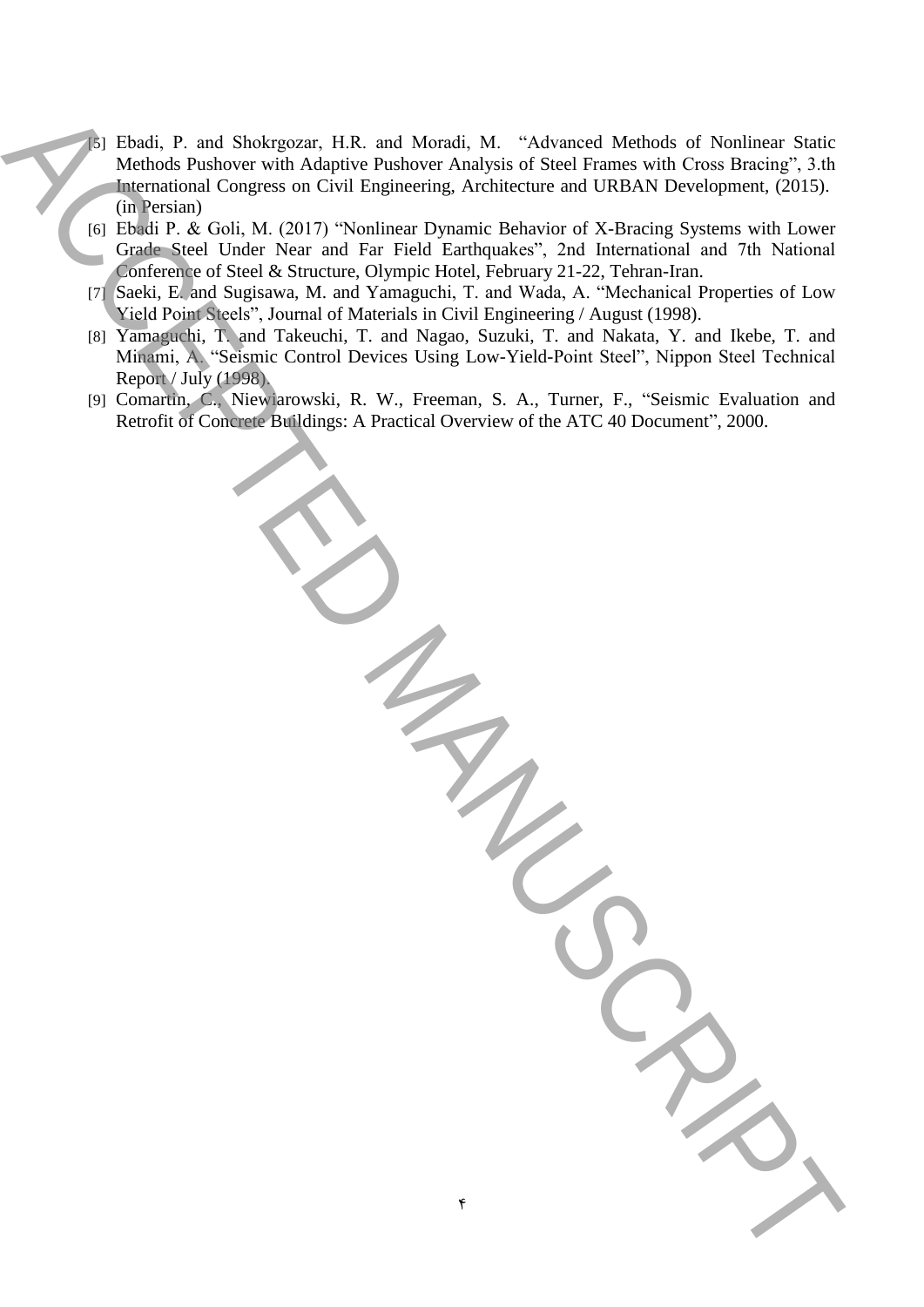[5] Ebadi, P. and Shokrgozar, H.R. and Moradi, M. "Advanced Methods of Nonlinear Static Methods Pushover with Adaptive Pushover Analysis of Steel Frames with Cross Bracing", 3.th International Congress on Civil Engineering, Architecture and URBAN Development, (2015). (in Persian)

[6] Ebadi P. & Goli, M. (2017) "Nonlinear Dynamic Behavior of X-Bracing Systems with Lower Grade Steel Under Near and Far Field Earthquakes", 2nd International and 7th National Conference of Steel & Structure, Olympic Hotel, February 21-22, Tehran-Iran.

[7] Saeki, E. and Sugisawa, M. and Yamaguchi, T. and Wada, A. "Mechanical Properties of Low Yield Point Steels", Journal of Materials in Civil Engineering / August (1998).

[8] Yamaguchi, T. and Takeuchi, T. and Nagao, Suzuki, T. and Nakata, Y. and Ikebe, T. and Minami, A. "Seismic Control Devices Using Low-Yield-Point Steel", Nippon Steel Technical Report / July (1998).

[9] Comartin, C., Niewiarowski, R. W., Freeman, S. A., Turner, F., "Seismic Evaluation and Retrofit of Concrete Buildings: A Practical Overview of the ATC 40 Document", 2000.